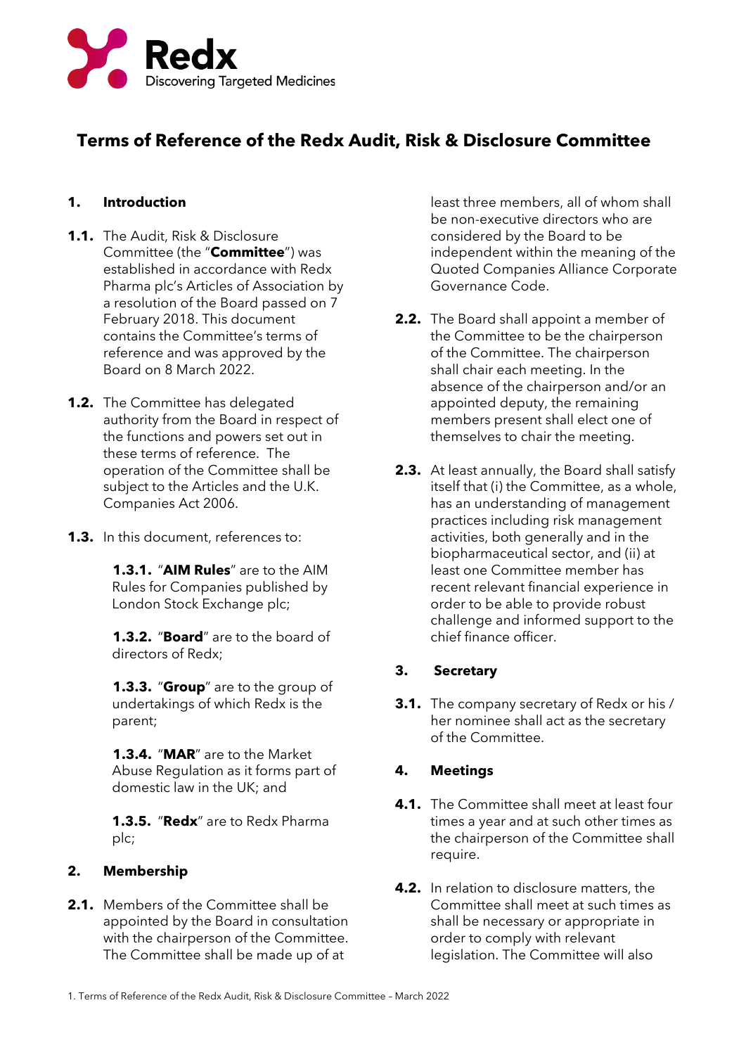Redx
Discovering Targeted Medicines

# Terms of Reference of the Redx Audit, Risk & Disclosure Committee

## 1. Introduction

**1.1.** The Audit, Risk & Disclosure Committee (the "**Committee**") was established in accordance with Redx Pharma plc's Articles of Association by a resolution of the Board passed on 7 February 2018. This document contains the Committee's terms of reference and was approved by the Board on 8 March 2022.

**1.2.** The Committee has delegated authority from the Board in respect of the functions and powers set out in these terms of reference. The operation of the Committee shall be subject to the Articles and the U.K. Companies Act 2006.

**1.3.** In this document, references to:

**1.3.1.** "**AIM Rules**" are to the AIM Rules for Companies published by London Stock Exchange plc;

**1.3.2.** "**Board**" are to the board of directors of Redx;

**1.3.3.** "**Group**" are to the group of undertakings of which Redx is the parent;

**1.3.4.** "**MAR**" are to the Market Abuse Regulation as it forms part of domestic law in the UK; and

**1.3.5.** "**Redx**" are to Redx Pharma plc;

## 2. Membership

**2.1.** Members of the Committee shall be appointed by the Board in consultation with the chairperson of the Committee. The Committee shall be made up of at least three members, all of whom shall be non-executive directors who are considered by the Board to be independent within the meaning of the Quoted Companies Alliance Corporate Governance Code.

**2.2.** The Board shall appoint a member of the Committee to be the chairperson of the Committee. The chairperson shall chair each meeting. In the absence of the chairperson and/or an appointed deputy, the remaining members present shall elect one of themselves to chair the meeting.

**2.3.** At least annually, the Board shall satisfy itself that (i) the Committee, as a whole, has an understanding of management practices including risk management activities, both generally and in the biopharmaceutical sector, and (ii) at least one Committee member has recent relevant financial experience in order to be able to provide robust challenge and informed support to the chief finance officer.

## 3. Secretary

**3.1.** The company secretary of Redx or his / her nominee shall act as the secretary of the Committee.

## 4. Meetings

**4.1.** The Committee shall meet at least four times a year and at such other times as the chairperson of the Committee shall require.

**4.2.** In relation to disclosure matters, the Committee shall meet at such times as shall be necessary or appropriate in order to comply with relevant legislation. The Committee will also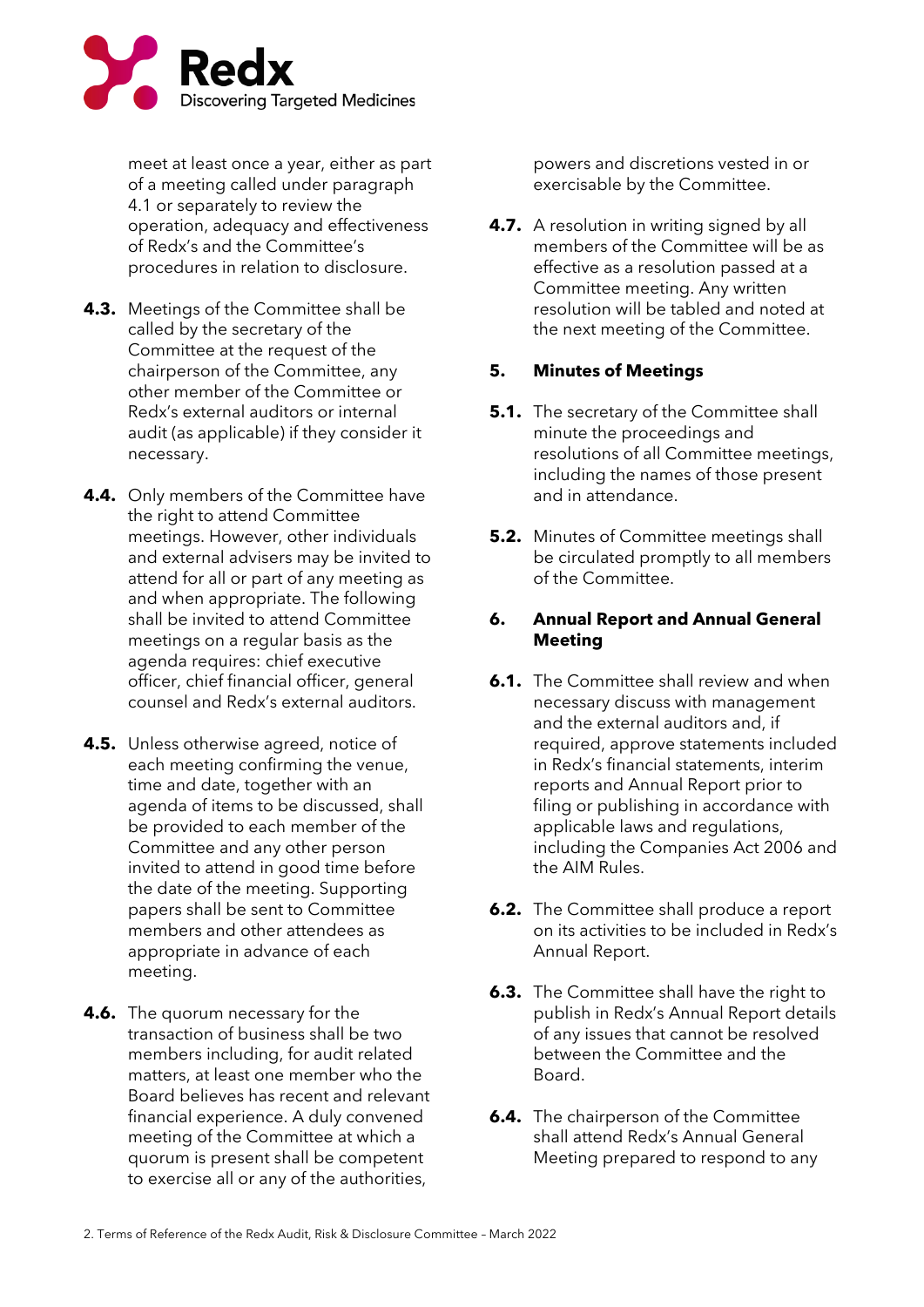meet at least once a year, either as part of a meeting called under paragraph 4.1 or separately to review the operation, adequacy and effectiveness of Redx's and the Committee's procedures in relation to disclosure.

**4.3.** Meetings of the Committee shall be called by the secretary of the Committee at the request of the chairperson of the Committee, any other member of the Committee or Redx's external auditors or internal audit (as applicable) if they consider it necessary.

**4.4.** Only members of the Committee have the right to attend Committee meetings. However, other individuals and external advisers may be invited to attend for all or part of any meeting as and when appropriate. The following shall be invited to attend Committee meetings on a regular basis as the agenda requires: chief executive officer, chief financial officer, general counsel and Redx's external auditors.

**4.5.** Unless otherwise agreed, notice of each meeting confirming the venue, time and date, together with an agenda of items to be discussed, shall be provided to each member of the Committee and any other person invited to attend in good time before the date of the meeting. Supporting papers shall be sent to Committee members and other attendees as appropriate in advance of each meeting.

**4.6.** The quorum necessary for the transaction of business shall be two members including, for audit related matters, at least one member who the Board believes has recent and relevant financial experience. A duly convened meeting of the Committee at which a quorum is present shall be competent to exercise all or any of the authorities, powers and discretions vested in or exercisable by the Committee.

**4.7.** A resolution in writing signed by all members of the Committee will be as effective as a resolution passed at a Committee meeting. Any written resolution will be tabled and noted at the next meeting of the Committee.

## 5. Minutes of Meetings

**5.1.** The secretary of the Committee shall minute the proceedings and resolutions of all Committee meetings, including the names of those present and in attendance.

**5.2.** Minutes of Committee meetings shall be circulated promptly to all members of the Committee.

## 6. Annual Report and Annual General Meeting

**6.1.** The Committee shall review and when necessary discuss with management and the external auditors and, if required, approve statements included in Redx's financial statements, interim reports and Annual Report prior to filing or publishing in accordance with applicable laws and regulations, including the Companies Act 2006 and the AIM Rules.

**6.2.** The Committee shall produce a report on its activities to be included in Redx's Annual Report.

**6.3.** The Committee shall have the right to publish in Redx's Annual Report details of any issues that cannot be resolved between the Committee and the Board.

**6.4.** The chairperson of the Committee shall attend Redx's Annual General Meeting prepared to respond to any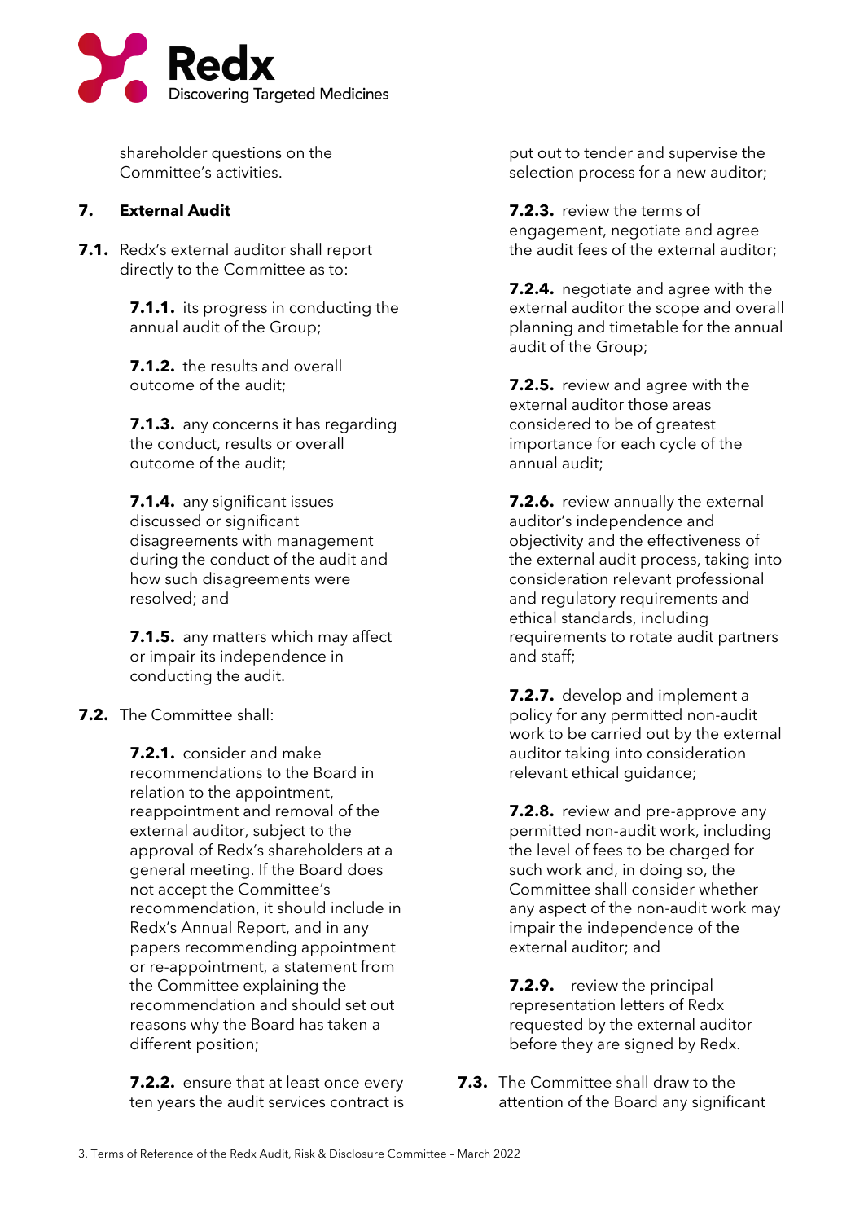shareholder questions on the Committee's activities.

## 7. External Audit

**7.1.** Redx's external auditor shall report directly to the Committee as to:

**7.1.1.** its progress in conducting the annual audit of the Group;

**7.1.2.** the results and overall outcome of the audit;

**7.1.3.** any concerns it has regarding the conduct, results or overall outcome of the audit;

**7.1.4.** any significant issues discussed or significant disagreements with management during the conduct of the audit and how such disagreements were resolved; and

**7.1.5.** any matters which may affect or impair its independence in conducting the audit.

**7.2.** The Committee shall:

**7.2.1.** consider and make recommendations to the Board in relation to the appointment, reappointment and removal of the external auditor, subject to the approval of Redx's shareholders at a general meeting. If the Board does not accept the Committee's recommendation, it should include in Redx's Annual Report, and in any papers recommending appointment or re-appointment, a statement from the Committee explaining the recommendation and should set out reasons why the Board has taken a different position;

**7.2.2.** ensure that at least once every ten years the audit services contract is put out to tender and supervise the selection process for a new auditor;

**7.2.3.** review the terms of engagement, negotiate and agree the audit fees of the external auditor;

**7.2.4.** negotiate and agree with the external auditor the scope and overall planning and timetable for the annual audit of the Group;

**7.2.5.** review and agree with the external auditor those areas considered to be of greatest importance for each cycle of the annual audit;

**7.2.6.** review annually the external auditor's independence and objectivity and the effectiveness of the external audit process, taking into consideration relevant professional and regulatory requirements and ethical standards, including requirements to rotate audit partners and staff;

**7.2.7.** develop and implement a policy for any permitted non-audit work to be carried out by the external auditor taking into consideration relevant ethical guidance;

**7.2.8.** review and pre-approve any permitted non-audit work, including the level of fees to be charged for such work and, in doing so, the Committee shall consider whether any aspect of the non-audit work may impair the independence of the external auditor; and

**7.2.9.** review the principal representation letters of Redx requested by the external auditor before they are signed by Redx.

**7.3.** The Committee shall draw to the attention of the Board any significant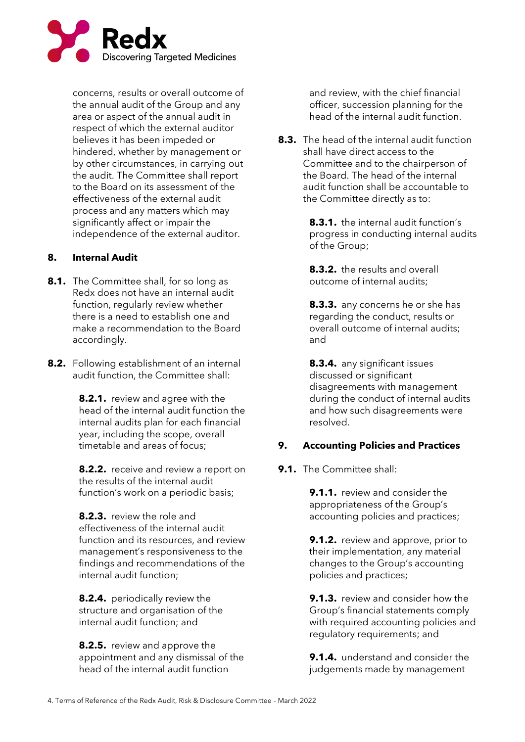concerns, results or overall outcome of the annual audit of the Group and any area or aspect of the annual audit in respect of which the external auditor believes it has been impeded or hindered, whether by management or by other circumstances, in carrying out the audit. The Committee shall report to the Board on its assessment of the effectiveness of the external audit process and any matters which may significantly affect or impair the independence of the external auditor.

## 8. Internal Audit

**8.1.** The Committee shall, for so long as Redx does not have an internal audit function, regularly review whether there is a need to establish one and make a recommendation to the Board accordingly.

**8.2.** Following establishment of an internal audit function, the Committee shall:

**8.2.1.** review and agree with the head of the internal audit function the internal audits plan for each financial year, including the scope, overall timetable and areas of focus;

**8.2.2.** receive and review a report on the results of the internal audit function's work on a periodic basis;

**8.2.3.** review the role and effectiveness of the internal audit function and its resources, and review management's responsiveness to the findings and recommendations of the internal audit function;

**8.2.4.** periodically review the structure and organisation of the internal audit function; and

**8.2.5.** review and approve the appointment and any dismissal of the head of the internal audit function and review, with the chief financial officer, succession planning for the head of the internal audit function.

**8.3.** The head of the internal audit function shall have direct access to the Committee and to the chairperson of the Board. The head of the internal audit function shall be accountable to the Committee directly as to:

**8.3.1.** the internal audit function's progress in conducting internal audits of the Group;

**8.3.2.** the results and overall outcome of internal audits;

**8.3.3.** any concerns he or she has regarding the conduct, results or overall outcome of internal audits; and

**8.3.4.** any significant issues discussed or significant disagreements with management during the conduct of internal audits and how such disagreements were resolved.

## 9. Accounting Policies and Practices

**9.1.** The Committee shall:

**9.1.1.** review and consider the appropriateness of the Group's accounting policies and practices;

**9.1.2.** review and approve, prior to their implementation, any material changes to the Group's accounting policies and practices;

**9.1.3.** review and consider how the Group's financial statements comply with required accounting policies and regulatory requirements; and

**9.1.4.** understand and consider the judgements made by management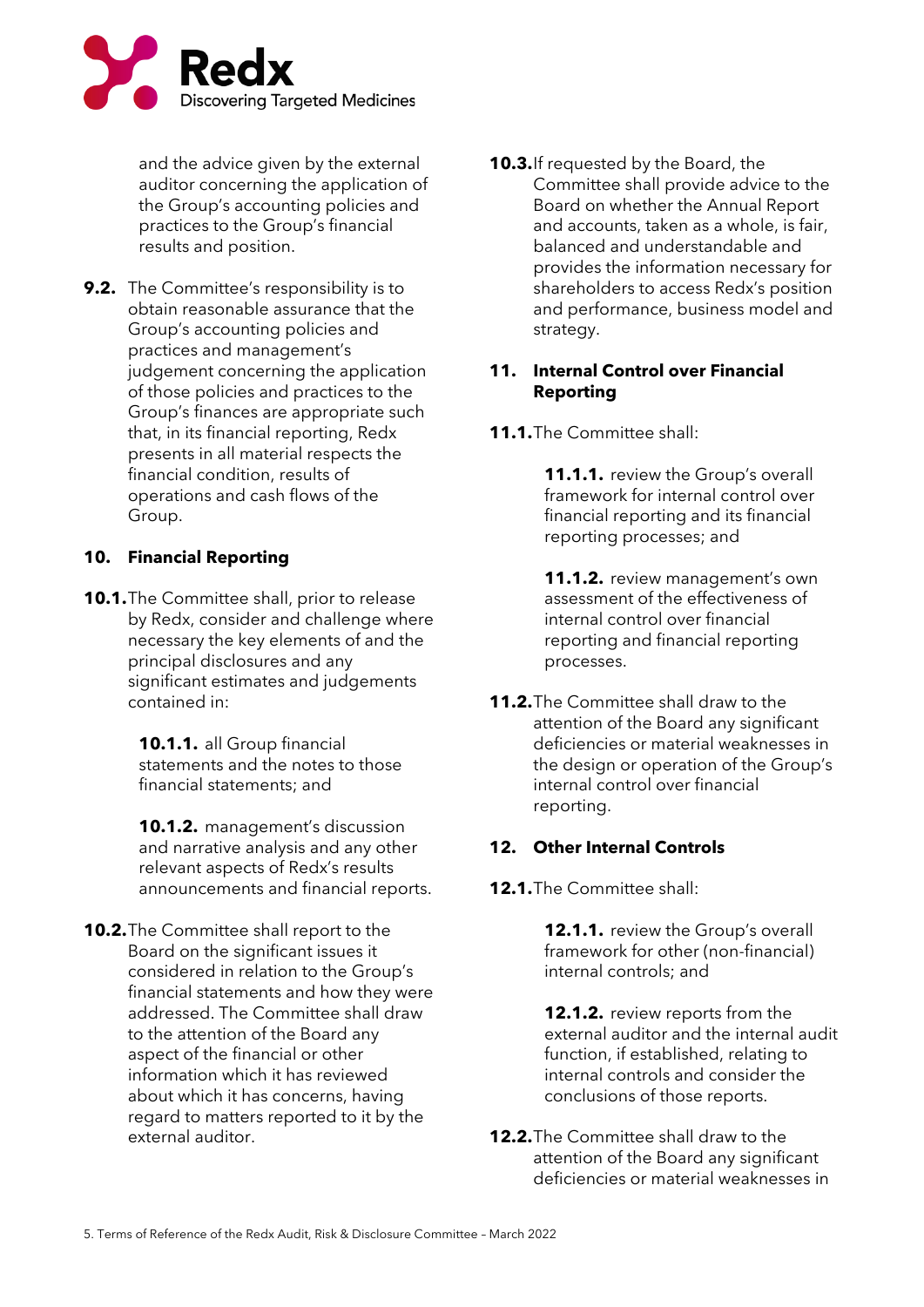and the advice given by the external auditor concerning the application of the Group's accounting policies and practices to the Group's financial results and position.

**9.2.** The Committee's responsibility is to obtain reasonable assurance that the Group's accounting policies and practices and management's judgement concerning the application of those policies and practices to the Group's finances are appropriate such that, in its financial reporting, Redx presents in all material respects the financial condition, results of operations and cash flows of the Group.

## 10. Financial Reporting

**10.1.** The Committee shall, prior to release by Redx, consider and challenge where necessary the key elements of and the principal disclosures and any significant estimates and judgements contained in:

**10.1.1.** all Group financial statements and the notes to those financial statements; and

**10.1.2.** management's discussion and narrative analysis and any other relevant aspects of Redx's results announcements and financial reports.

**10.2.** The Committee shall report to the Board on the significant issues it considered in relation to the Group's financial statements and how they were addressed. The Committee shall draw to the attention of the Board any aspect of the financial or other information which it has reviewed about which it has concerns, having regard to matters reported to it by the external auditor.

**10.3.** If requested by the Board, the Committee shall provide advice to the Board on whether the Annual Report and accounts, taken as a whole, is fair, balanced and understandable and provides the information necessary for shareholders to access Redx's position and performance, business model and strategy.

## 11. Internal Control over Financial Reporting

**11.1.** The Committee shall:

**11.1.1.** review the Group's overall framework for internal control over financial reporting and its financial reporting processes; and

**11.1.2.** review management's own assessment of the effectiveness of internal control over financial reporting and financial reporting processes.

**11.2.** The Committee shall draw to the attention of the Board any significant deficiencies or material weaknesses in the design or operation of the Group's internal control over financial reporting.

## 12. Other Internal Controls

**12.1.** The Committee shall:

**12.1.1.** review the Group's overall framework for other (non-financial) internal controls; and

**12.1.2.** review reports from the external auditor and the internal audit function, if established, relating to internal controls and consider the conclusions of those reports.

**12.2.** The Committee shall draw to the attention of the Board any significant deficiencies or material weaknesses in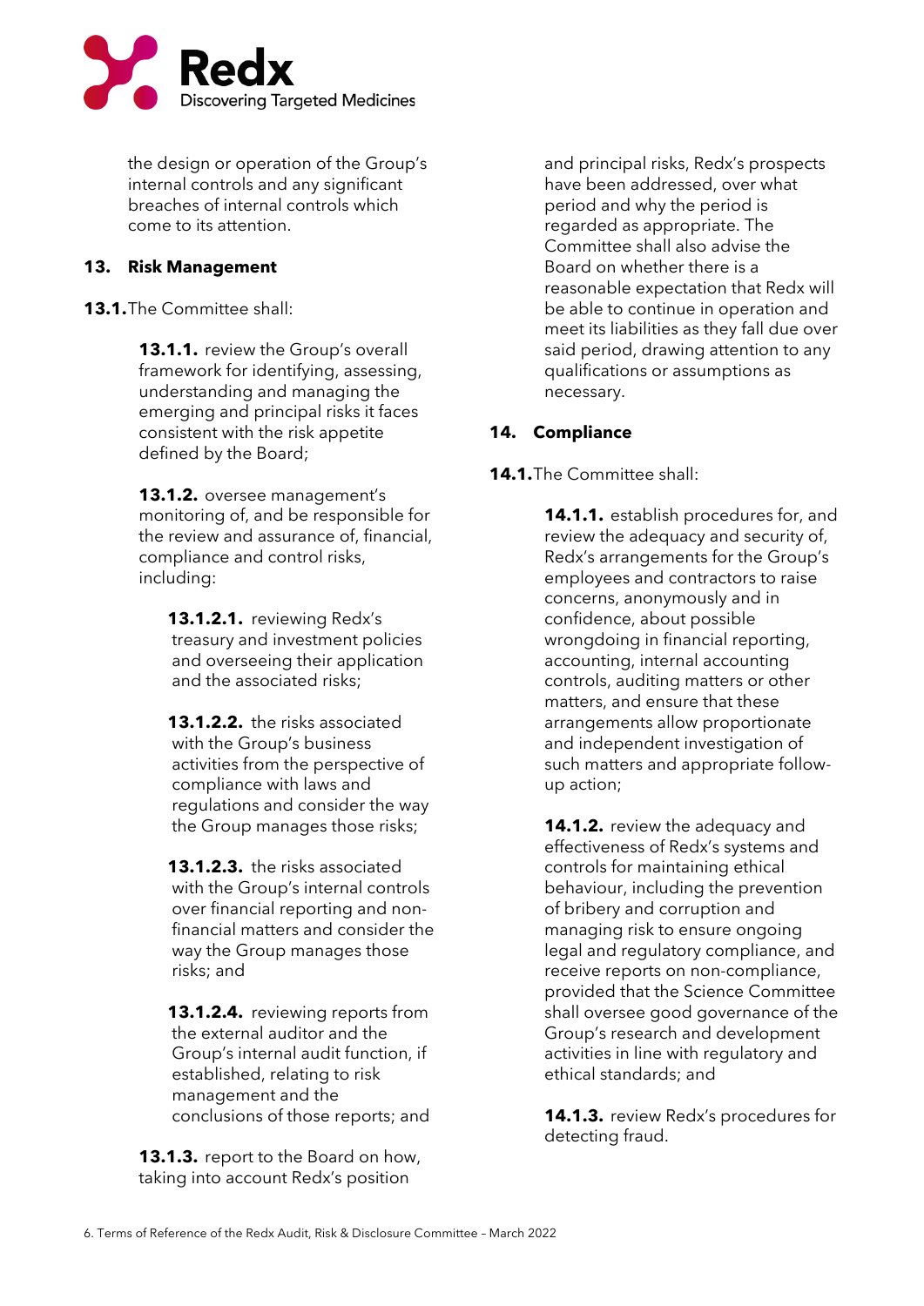the design or operation of the Group's internal controls and any significant breaches of internal controls which come to its attention.

## 13. Risk Management

**13.1.** The Committee shall:

**13.1.1.** review the Group's overall framework for identifying, assessing, understanding and managing the emerging and principal risks it faces consistent with the risk appetite defined by the Board;

**13.1.2.** oversee management's monitoring of, and be responsible for the review and assurance of, financial, compliance and control risks, including:

**13.1.2.1.** reviewing Redx's treasury and investment policies and overseeing their application and the associated risks;

**13.1.2.2.** the risks associated with the Group's business activities from the perspective of compliance with laws and regulations and consider the way the Group manages those risks;

**13.1.2.3.** the risks associated with the Group's internal controls over financial reporting and non-financial matters and consider the way the Group manages those risks; and

**13.1.2.4.** reviewing reports from the external auditor and the Group's internal audit function, if established, relating to risk management and the conclusions of those reports; and

**13.1.3.** report to the Board on how, taking into account Redx's position and principal risks, Redx's prospects have been addressed, over what period and why the period is regarded as appropriate. The Committee shall also advise the Board on whether there is a reasonable expectation that Redx will be able to continue in operation and meet its liabilities as they fall due over said period, drawing attention to any qualifications or assumptions as necessary.

## 14. Compliance

**14.1.** The Committee shall:

**14.1.1.** establish procedures for, and review the adequacy and security of, Redx's arrangements for the Group's employees and contractors to raise concerns, anonymously and in confidence, about possible wrongdoing in financial reporting, accounting, internal accounting controls, auditing matters or other matters, and ensure that these arrangements allow proportionate and independent investigation of such matters and appropriate follow-up action;

**14.1.2.** review the adequacy and effectiveness of Redx's systems and controls for maintaining ethical behaviour, including the prevention of bribery and corruption and managing risk to ensure ongoing legal and regulatory compliance, and receive reports on non-compliance, provided that the Science Committee shall oversee good governance of the Group's research and development activities in line with regulatory and ethical standards; and

**14.1.3.** review Redx's procedures for detecting fraud.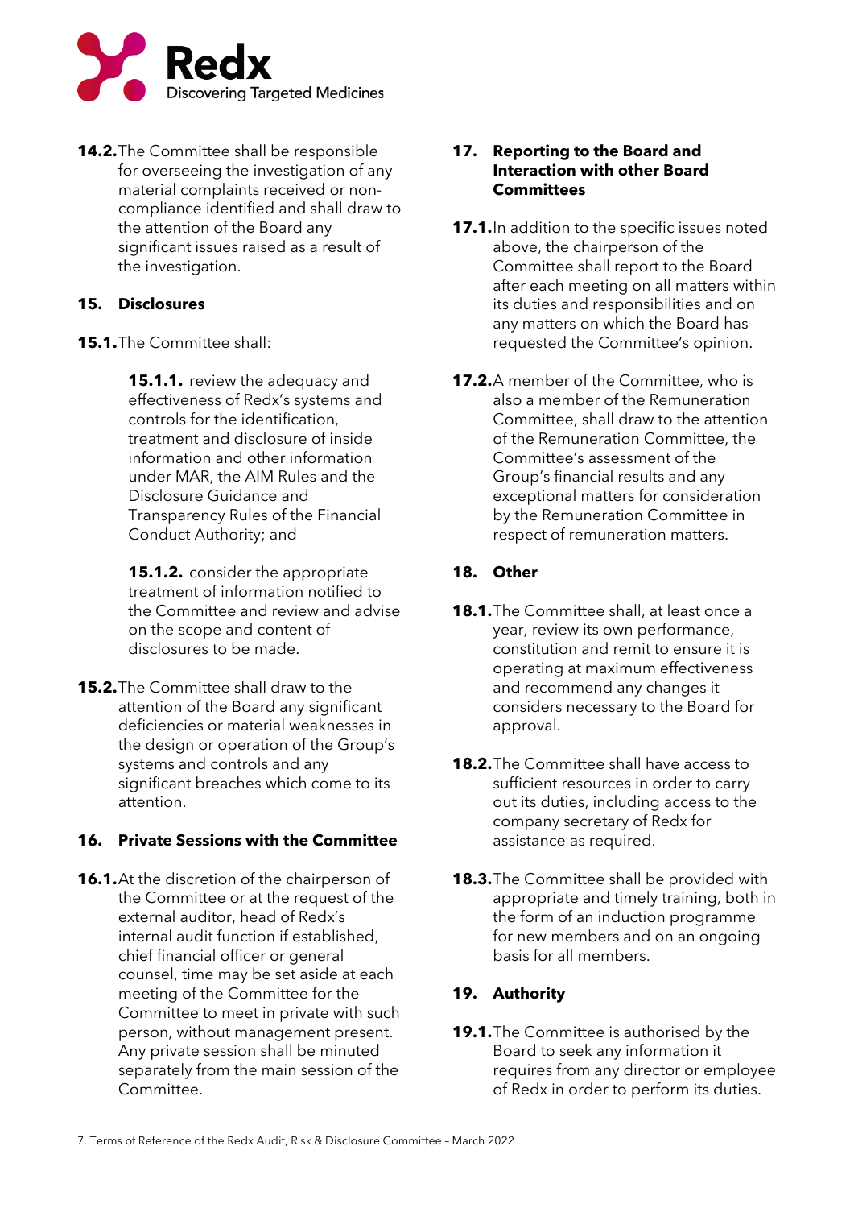**14.2.** The Committee shall be responsible for overseeing the investigation of any material complaints received or non-compliance identified and shall draw to the attention of the Board any significant issues raised as a result of the investigation.

## 15. Disclosures

**15.1.** The Committee shall:

**15.1.1.** review the adequacy and effectiveness of Redx's systems and controls for the identification, treatment and disclosure of inside information and other information under MAR, the AIM Rules and the Disclosure Guidance and Transparency Rules of the Financial Conduct Authority; and

**15.1.2.** consider the appropriate treatment of information notified to the Committee and review and advise on the scope and content of disclosures to be made.

**15.2.** The Committee shall draw to the attention of the Board any significant deficiencies or material weaknesses in the design or operation of the Group's systems and controls and any significant breaches which come to its attention.

## 16. Private Sessions with the Committee

**16.1.** At the discretion of the chairperson of the Committee or at the request of the external auditor, head of Redx's internal audit function if established, chief financial officer or general counsel, time may be set aside at each meeting of the Committee for the Committee to meet in private with such person, without management present. Any private session shall be minuted separately from the main session of the Committee.

## 17. Reporting to the Board and Interaction with other Board Committees

**17.1.** In addition to the specific issues noted above, the chairperson of the Committee shall report to the Board after each meeting on all matters within its duties and responsibilities and on any matters on which the Board has requested the Committee's opinion.

**17.2.** A member of the Committee, who is also a member of the Remuneration Committee, shall draw to the attention of the Remuneration Committee, the Committee's assessment of the Group's financial results and any exceptional matters for consideration by the Remuneration Committee in respect of remuneration matters.

## 18. Other

**18.1.** The Committee shall, at least once a year, review its own performance, constitution and remit to ensure it is operating at maximum effectiveness and recommend any changes it considers necessary to the Board for approval.

**18.2.** The Committee shall have access to sufficient resources in order to carry out its duties, including access to the company secretary of Redx for assistance as required.

**18.3.** The Committee shall be provided with appropriate and timely training, both in the form of an induction programme for new members and on an ongoing basis for all members.

## 19. Authority

**19.1.** The Committee is authorised by the Board to seek any information it requires from any director or employee of Redx in order to perform its duties.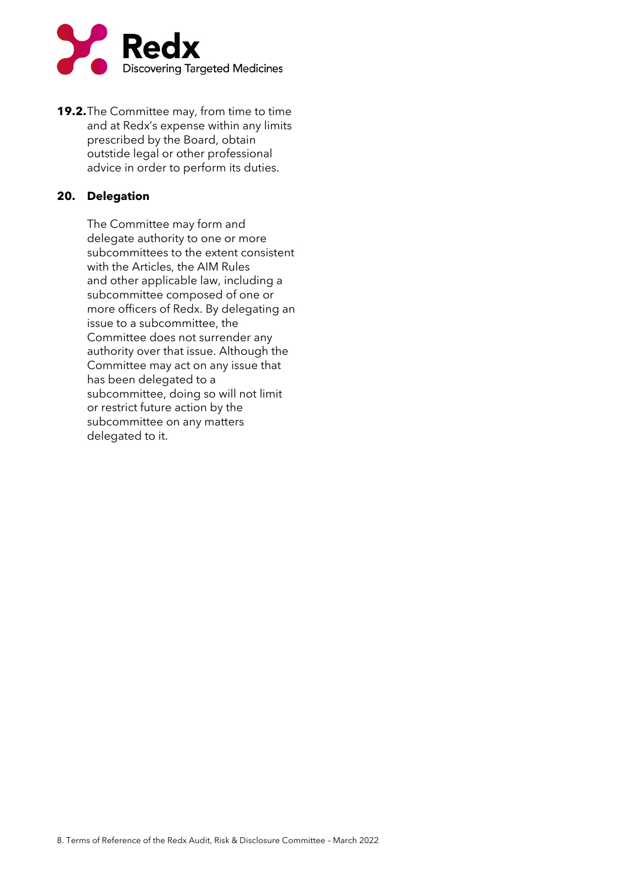**19.2.** The Committee may, from time to time and at Redx's expense within any limits prescribed by the Board, obtain outstide legal or other professional advice in order to perform its duties.

## 20. Delegation

The Committee may form and delegate authority to one or more subcommittees to the extent consistent with the Articles, the AIM Rules and other applicable law, including a subcommittee composed of one or more officers of Redx. By delegating an issue to a subcommittee, the Committee does not surrender any authority over that issue. Although the Committee may act on any issue that has been delegated to a subcommittee, doing so will not limit or restrict future action by the subcommittee on any matters delegated to it.